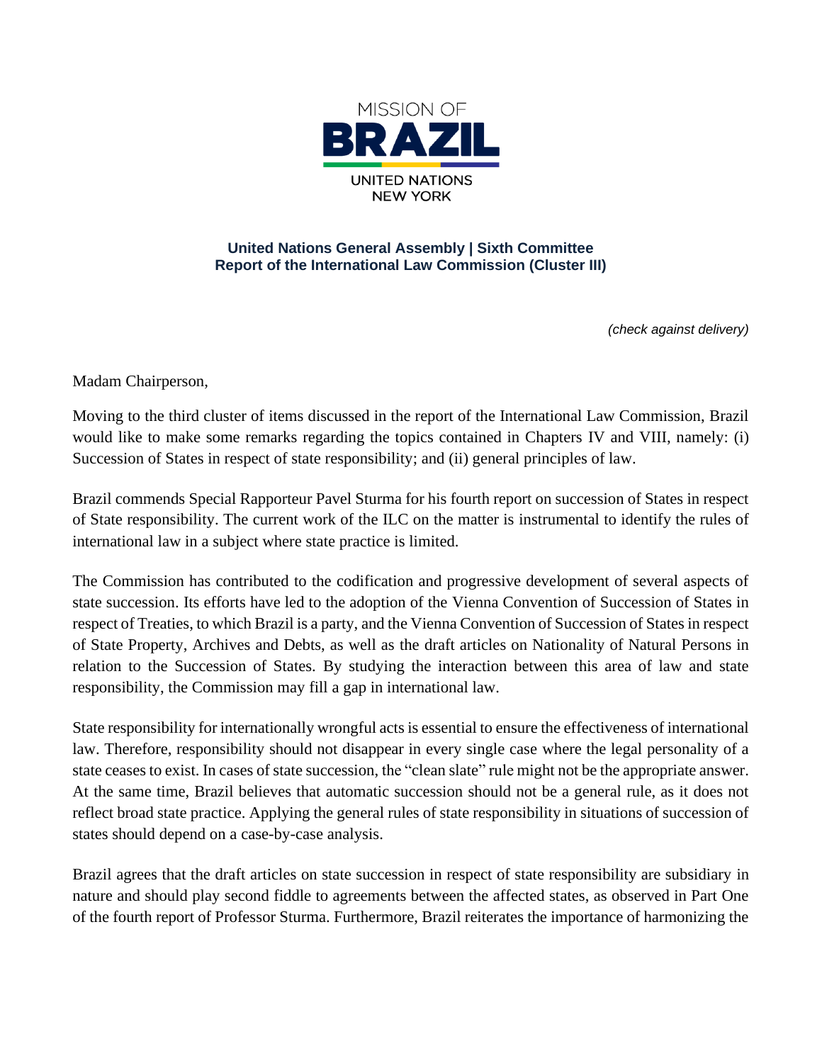MISSION OF
BRAZIL
UNITED NATIONS
NEW YORK

**United Nations General Assembly | Sixth Committee**
**Report of the International Law Commission (Cluster III)**

*(check against delivery)*

Madam Chairperson,

Moving to the third cluster of items discussed in the report of the International Law Commission, Brazil would like to make some remarks regarding the topics contained in Chapters IV and VIII, namely: (i) Succession of States in respect of state responsibility; and (ii) general principles of law.

Brazil commends Special Rapporteur Pavel Sturma for his fourth report on succession of States in respect of State responsibility. The current work of the ILC on the matter is instrumental to identify the rules of international law in a subject where state practice is limited.

The Commission has contributed to the codification and progressive development of several aspects of state succession. Its efforts have led to the adoption of the Vienna Convention of Succession of States in respect of Treaties, to which Brazil is a party, and the Vienna Convention of Succession of States in respect of State Property, Archives and Debts, as well as the draft articles on Nationality of Natural Persons in relation to the Succession of States. By studying the interaction between this area of law and state responsibility, the Commission may fill a gap in international law.

State responsibility for internationally wrongful acts is essential to ensure the effectiveness of international law. Therefore, responsibility should not disappear in every single case where the legal personality of a state ceases to exist. In cases of state succession, the "clean slate" rule might not be the appropriate answer. At the same time, Brazil believes that automatic succession should not be a general rule, as it does not reflect broad state practice. Applying the general rules of state responsibility in situations of succession of states should depend on a case-by-case analysis.

Brazil agrees that the draft articles on state succession in respect of state responsibility are subsidiary in nature and should play second fiddle to agreements between the affected states, as observed in Part One of the fourth report of Professor Sturma. Furthermore, Brazil reiterates the importance of harmonizing the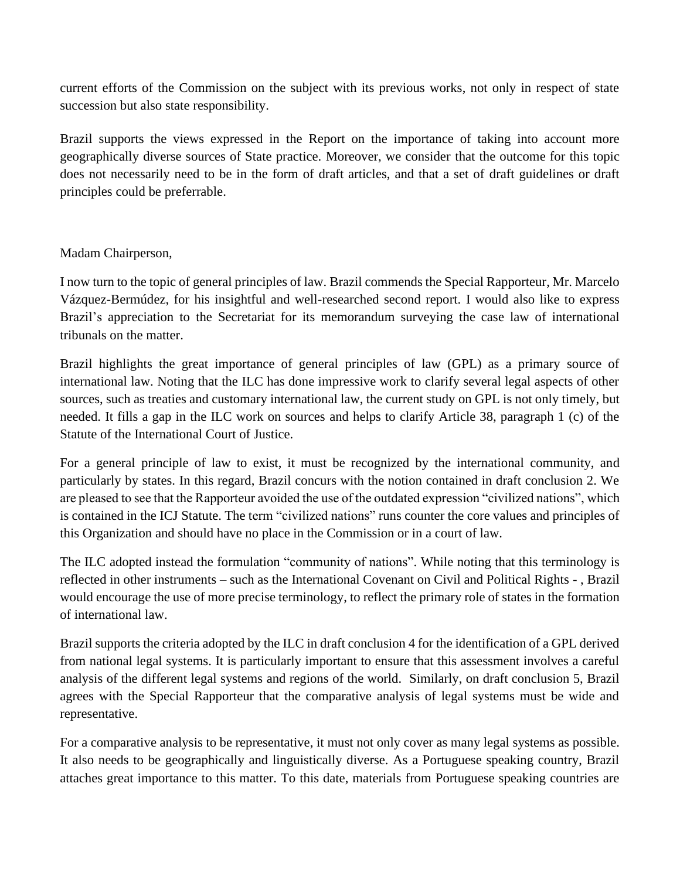current efforts of the Commission on the subject with its previous works, not only in respect of state succession but also state responsibility.

Brazil supports the views expressed in the Report on the importance of taking into account more geographically diverse sources of State practice. Moreover, we consider that the outcome for this topic does not necessarily need to be in the form of draft articles, and that a set of draft guidelines or draft principles could be preferrable.

Madam Chairperson,

I now turn to the topic of general principles of law. Brazil commends the Special Rapporteur, Mr. Marcelo Vázquez-Bermúdez, for his insightful and well-researched second report. I would also like to express Brazil's appreciation to the Secretariat for its memorandum surveying the case law of international tribunals on the matter.

Brazil highlights the great importance of general principles of law (GPL) as a primary source of international law. Noting that the ILC has done impressive work to clarify several legal aspects of other sources, such as treaties and customary international law, the current study on GPL is not only timely, but needed. It fills a gap in the ILC work on sources and helps to clarify Article 38, paragraph 1 (c) of the Statute of the International Court of Justice.

For a general principle of law to exist, it must be recognized by the international community, and particularly by states. In this regard, Brazil concurs with the notion contained in draft conclusion 2. We are pleased to see that the Rapporteur avoided the use of the outdated expression "civilized nations", which is contained in the ICJ Statute. The term "civilized nations" runs counter the core values and principles of this Organization and should have no place in the Commission or in a court of law.

The ILC adopted instead the formulation "community of nations". While noting that this terminology is reflected in other instruments – such as the International Covenant on Civil and Political Rights - , Brazil would encourage the use of more precise terminology, to reflect the primary role of states in the formation of international law.

Brazil supports the criteria adopted by the ILC in draft conclusion 4 for the identification of a GPL derived from national legal systems. It is particularly important to ensure that this assessment involves a careful analysis of the different legal systems and regions of the world. Similarly, on draft conclusion 5, Brazil agrees with the Special Rapporteur that the comparative analysis of legal systems must be wide and representative.

For a comparative analysis to be representative, it must not only cover as many legal systems as possible. It also needs to be geographically and linguistically diverse. As a Portuguese speaking country, Brazil attaches great importance to this matter. To this date, materials from Portuguese speaking countries are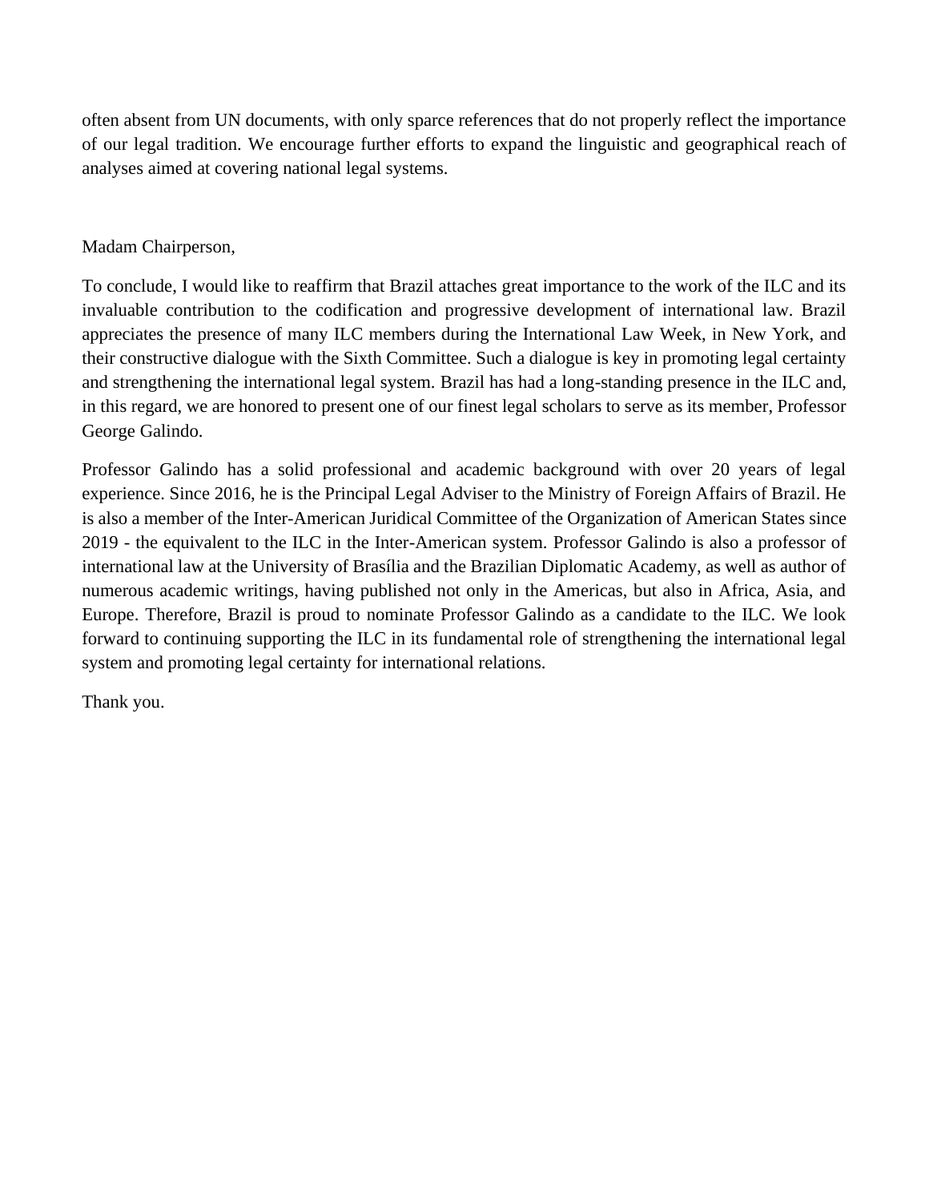often absent from UN documents, with only sparce references that do not properly reflect the importance of our legal tradition. We encourage further efforts to expand the linguistic and geographical reach of analyses aimed at covering national legal systems.

Madam Chairperson,

To conclude, I would like to reaffirm that Brazil attaches great importance to the work of the ILC and its invaluable contribution to the codification and progressive development of international law. Brazil appreciates the presence of many ILC members during the International Law Week, in New York, and their constructive dialogue with the Sixth Committee. Such a dialogue is key in promoting legal certainty and strengthening the international legal system. Brazil has had a long-standing presence in the ILC and, in this regard, we are honored to present one of our finest legal scholars to serve as its member, Professor George Galindo.

Professor Galindo has a solid professional and academic background with over 20 years of legal experience. Since 2016, he is the Principal Legal Adviser to the Ministry of Foreign Affairs of Brazil. He is also a member of the Inter-American Juridical Committee of the Organization of American States since 2019 - the equivalent to the ILC in the Inter-American system. Professor Galindo is also a professor of international law at the University of Brasília and the Brazilian Diplomatic Academy, as well as author of numerous academic writings, having published not only in the Americas, but also in Africa, Asia, and Europe. Therefore, Brazil is proud to nominate Professor Galindo as a candidate to the ILC. We look forward to continuing supporting the ILC in its fundamental role of strengthening the international legal system and promoting legal certainty for international relations.

Thank you.